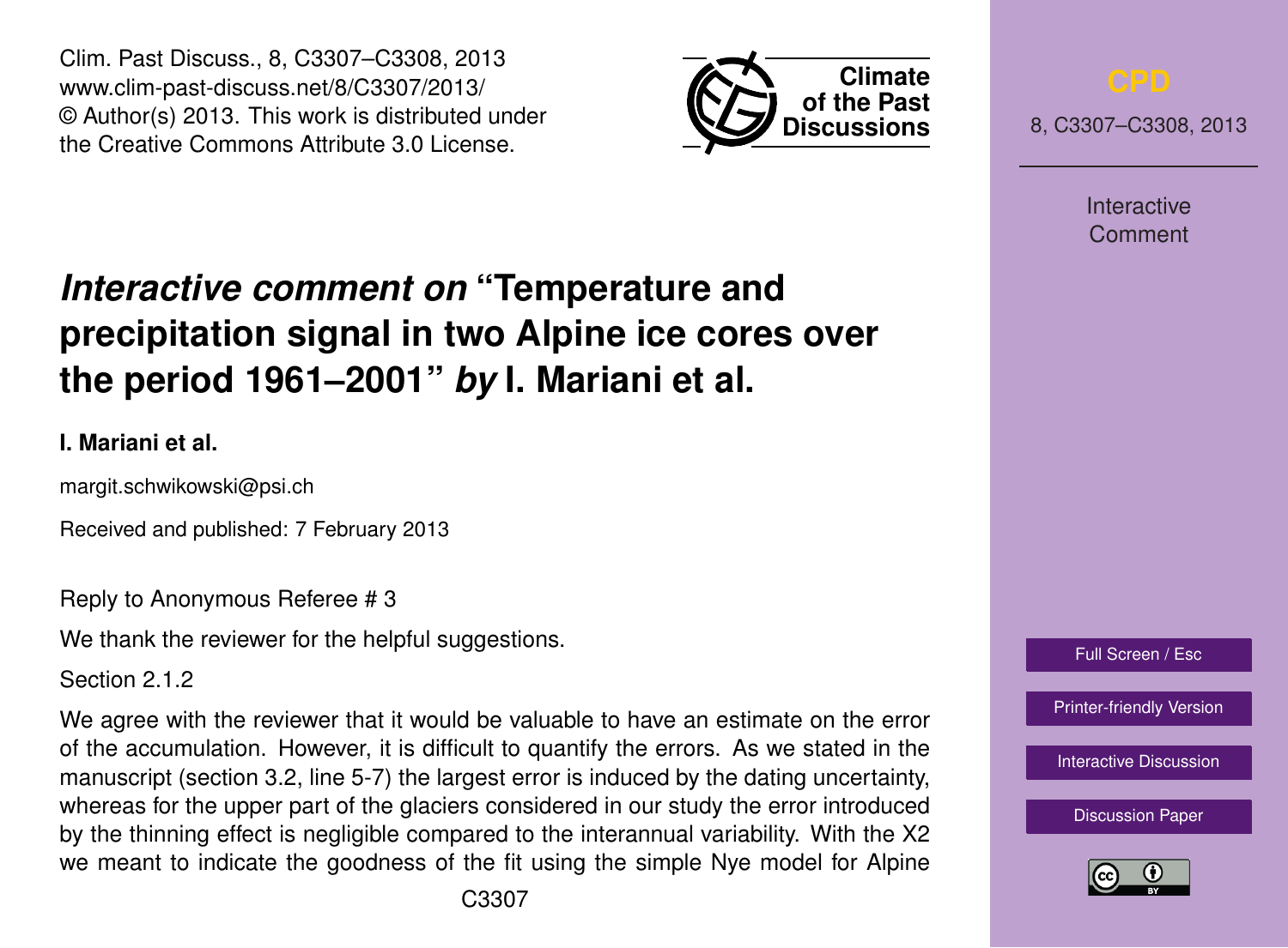# *Interactive comment on* "Temperature and precipitation signal in two Alpine ice cores over the period 1961–2001" *by* I. Mariani et al.

**I. Mariani et al.**

margit.schwikowski@psi.ch

Received and published: 7 February 2013

Reply to Anonymous Referee # 3

We thank the reviewer for the helpful suggestions.

Section 2.1.2

We agree with the reviewer that it would be valuable to have an estimate on the error of the accumulation. However, it is difficult to quantify the errors. As we stated in the manuscript (section 3.2, line 5-7) the largest error is induced by the dating uncertainty, whereas for the upper part of the glaciers considered in our study the error introduced by the thinning effect is negligible compared to the interannual variability. With the X2 we meant to indicate the goodness of the fit using the simple Nye model for Alpine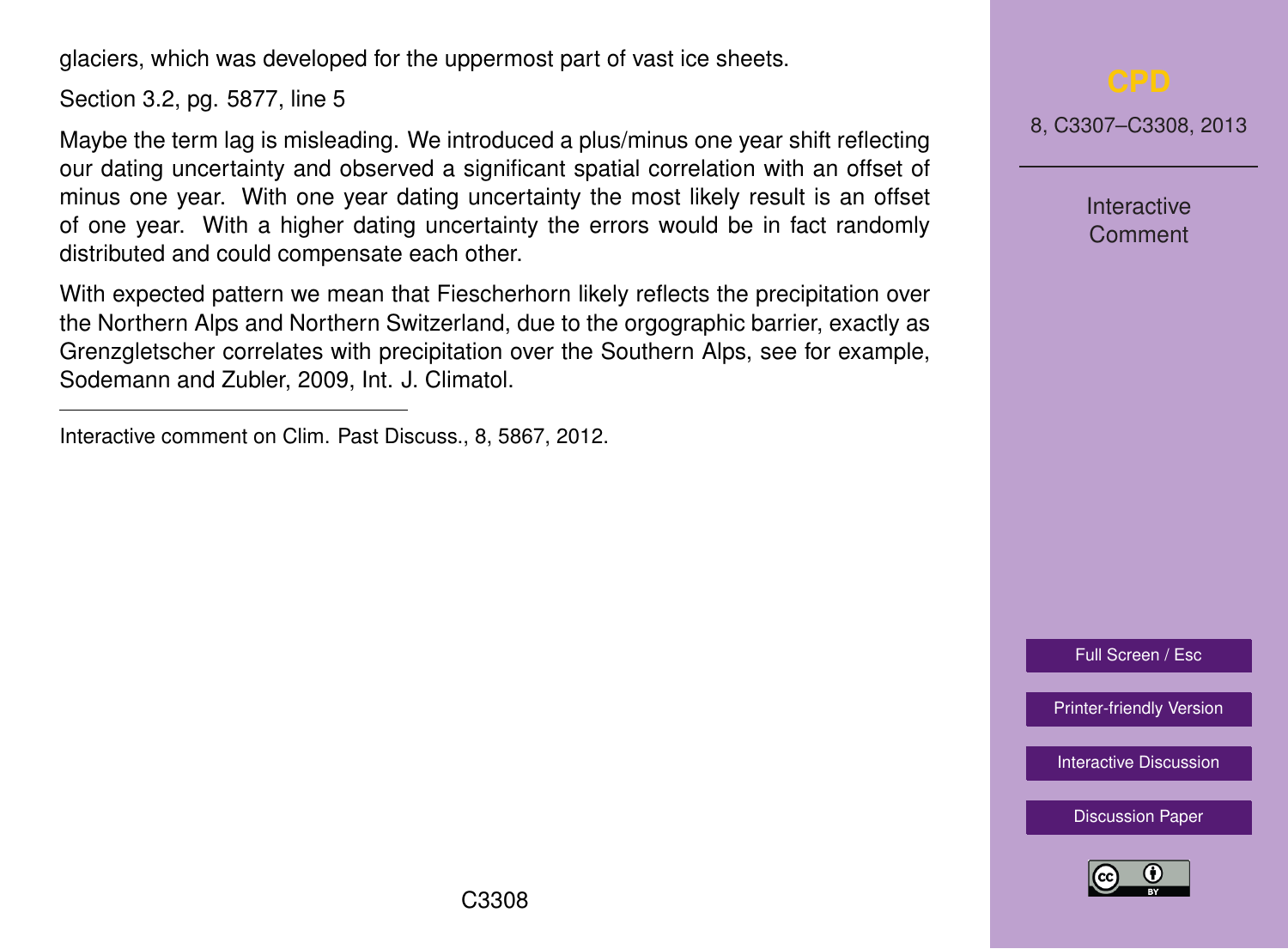glaciers, which was developed for the uppermost part of vast ice sheets.

Section 3.2, pg. 5877, line 5

Maybe the term lag is misleading. We introduced a plus/minus one year shift reflecting our dating uncertainty and observed a significant spatial correlation with an offset of minus one year. With one year dating uncertainty the most likely result is an offset of one year. With a higher dating uncertainty the errors would be in fact randomly distributed and could compensate each other.

With expected pattern we mean that Fiescherhorn likely reflects the precipitation over the Northern Alps and Northern Switzerland, due to the orgographic barrier, exactly as Grenzgletscher correlates with precipitation over the Southern Alps, see for example, Sodemann and Zubler, 2009, Int. J. Climatol.

---

Interactive comment on Clim. Past Discuss., 8, 5867, 2012.